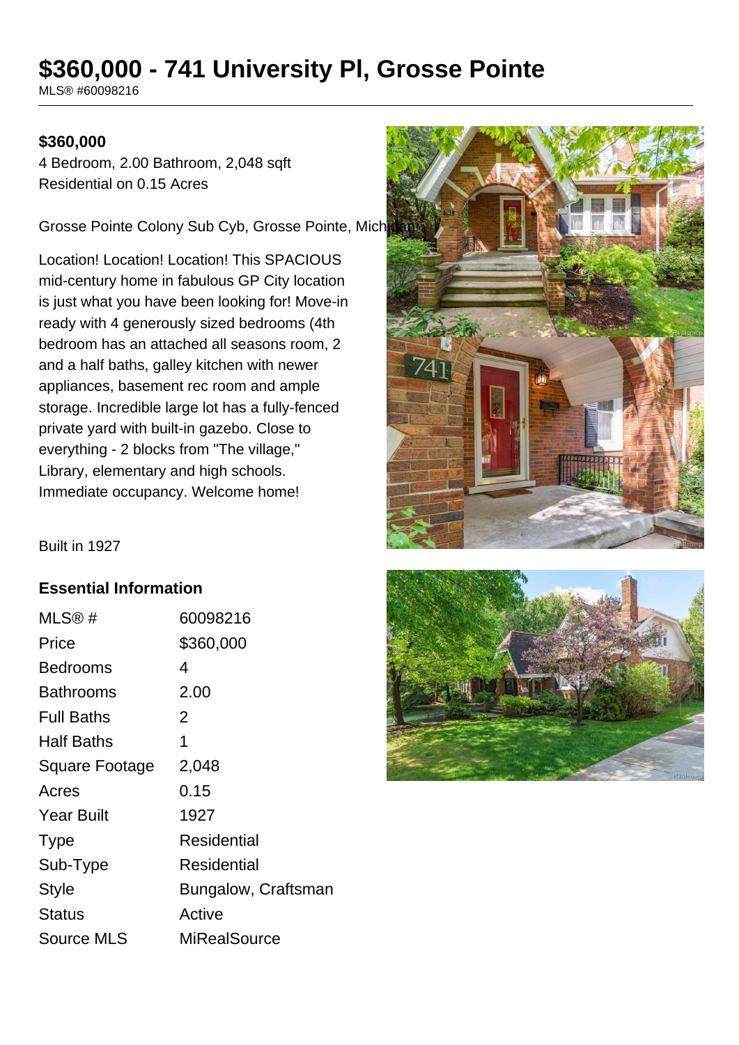# $360,000 - 741 University Pl, Grosse Pointe

MLS® #60098216

**$360,000**

4 Bedroom, 2.00 Bathroom, 2,048 sqft
Residential on 0.15 Acres

Grosse Pointe Colony Sub Cyb, Grosse Pointe, Michigan

Location! Location! Location! This SPACIOUS mid-century home in fabulous GP City location is just what you have been looking for! Move-in ready with 4 generously sized bedrooms (4th bedroom has an attached all seasons room, 2 and a half baths, galley kitchen with newer appliances, basement rec room and ample storage. Incredible large lot has a fully-fenced private yard with built-in gazebo. Close to everything - 2 blocks from "The village," Library, elementary and high schools. Immediate occupancy. Welcome home!

Built in 1927

## Essential Information

| | |
|---|---|
| MLS® # | 60098216 |
| Price | $360,000 |
| Bedrooms | 4 |
| Bathrooms | 2.00 |
| Full Baths | 2 |
| Half Baths | 1 |
| Square Footage | 2,048 |
| Acres | 0.15 |
| Year Built | 1927 |
| Type | Residential |
| Sub-Type | Residential |
| Style | Bungalow, Craftsman |
| Status | Active |
| Source MLS | MiRealSource |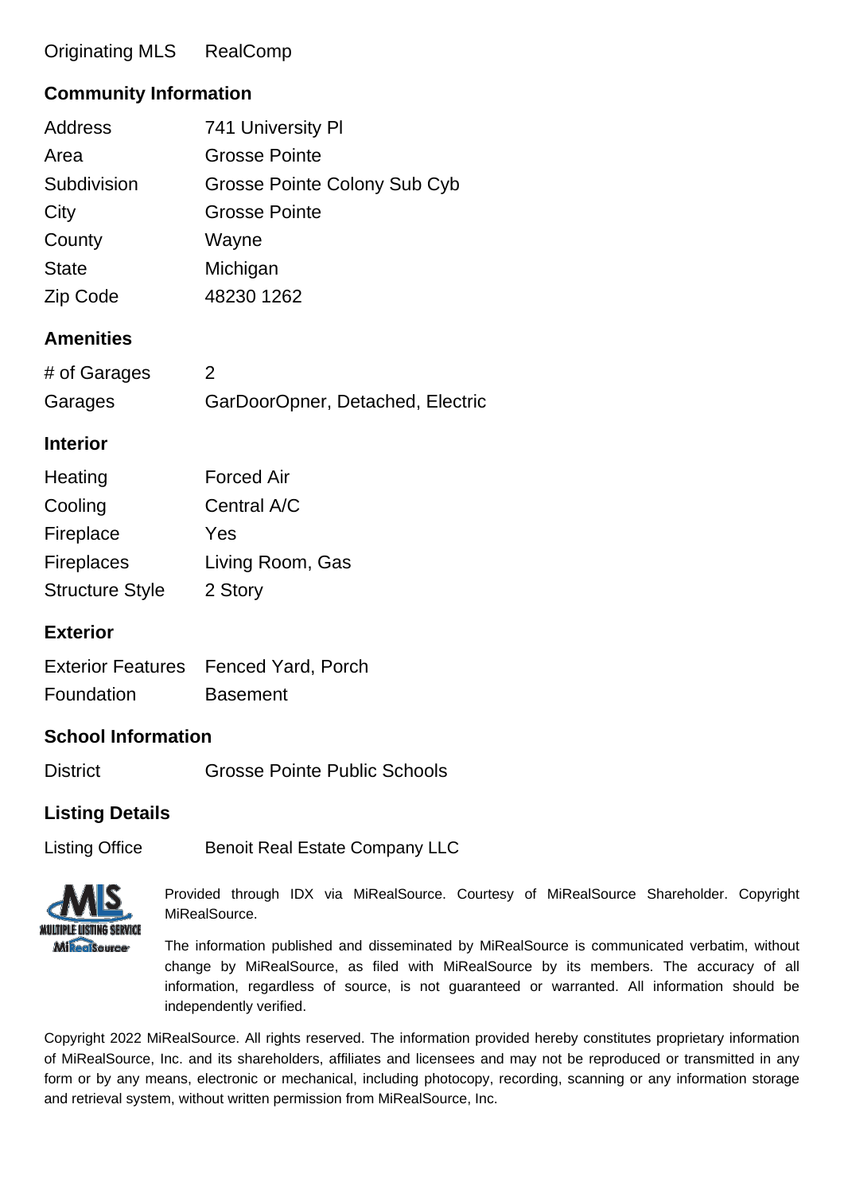Originating MLS RealComp

## Community Information

| Address | 741 University Pl |
| --- | --- |
| Area | Grosse Pointe |
| Subdivision | Grosse Pointe Colony Sub Cyb |
| City | Grosse Pointe |
| County | Wayne |
| State | Michigan |
| Zip Code | 48230 1262 |

## Amenities

| # of Garages | 2 |
| --- | --- |
| Garages | GarDoorOpner, Detached, Electric |

## Interior

| Heating | Forced Air |
| --- | --- |
| Cooling | Central A/C |
| Fireplace | Yes |
| Fireplaces | Living Room, Gas |
| Structure Style | 2 Story |

## Exterior

| Exterior Features | Fenced Yard, Porch |
| --- | --- |
| Foundation | Basement |

## School Information

| District | Grosse Pointe Public Schools |
| --- | --- |

## Listing Details

| Listing Office | Benoit Real Estate Company LLC |
| --- | --- |

Provided through IDX via MiRealSource. Courtesy of MiRealSource Shareholder. Copyright MiRealSource.

The information published and disseminated by MiRealSource is communicated verbatim, without change by MiRealSource, as filed with MiRealSource by its members. The accuracy of all information, regardless of source, is not guaranteed or warranted. All information should be independently verified.

Copyright 2022 MiRealSource. All rights reserved. The information provided hereby constitutes proprietary information of MiRealSource, Inc. and its shareholders, affiliates and licensees and may not be reproduced or transmitted in any form or by any means, electronic or mechanical, including photocopy, recording, scanning or any information storage and retrieval system, without written permission from MiRealSource, Inc.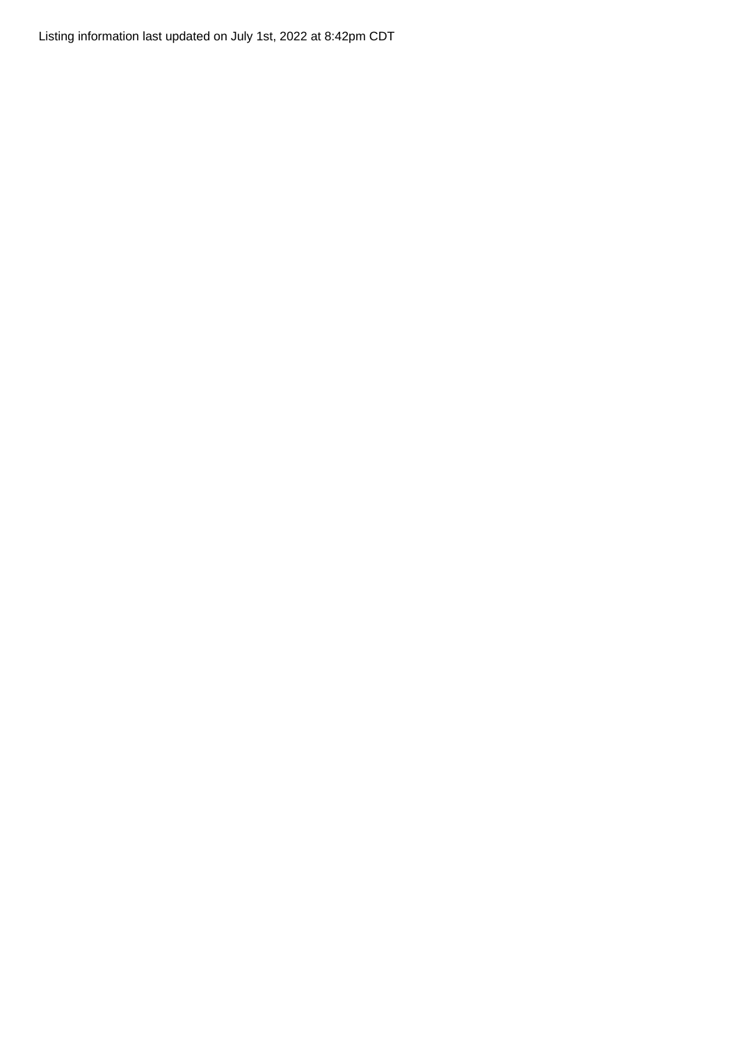Listing information last updated on July 1st, 2022 at 8:42pm CDT